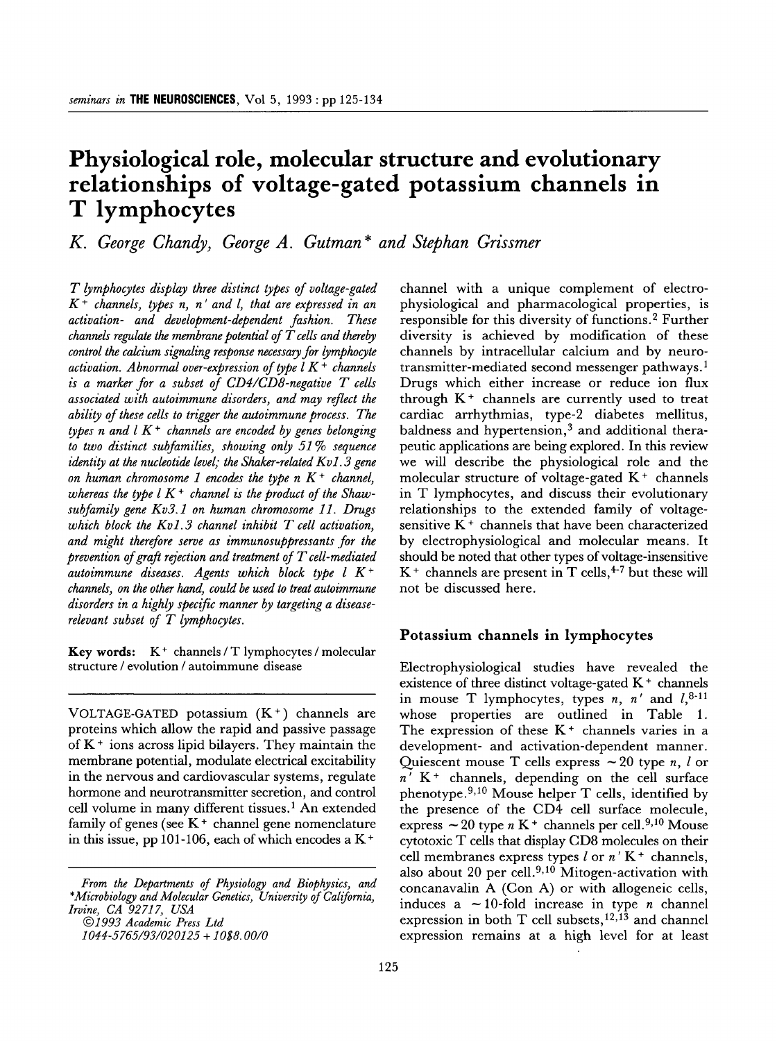# Physiological role, molecular structure and evolutionary relationships of voltage-gated potassium channels in T lymphocytes

*K. George Chandy, George A. Gutman\* and Stephan Grissmer*

*T lymphocytes display three distinct types of voltage-gated $K^+$ channels, types n, n' and l, that are expressed in an activation- and development-dependent fashion. These channels regulate the membrane potential of T cells and thereby control the calcium signaling response necessary for lymphocyte activation. Abnormal over-expression of type l $K^+$ channels is a marker for a subset of CD4/CD8-negative T cells associated with autoimmune disorders, and may reflect the ability of these cells to trigger the autoimmune process. The types n and l $K^+$ channels are encoded by genes belonging to two distinct subfamilies, showing only 51% sequence identity at the nucleotide level; the Shaker-related Kv1.3 gene on human chromosome 1 encodes the type n $K^+$ channel, whereas the type l $K^+$ channel is the product of the Shaw-subfamily gene Kv3.1 on human chromosome 11. Drugs which block the Kv1.3 channel inhibit T cell activation, and might therefore serve as immunosuppressants for the prevention of graft rejection and treatment of T cell-mediated autoimmune diseases. Agents which block type l $K^+$ channels, on the other hand, could be used to treat autoimmune disorders in a highly specific manner by targeting a disease-relevant subset of T lymphocytes.*

**Key words:** $K^+$ channels / T lymphocytes / molecular structure / evolution / autoimmune disease

VOLTAGE-GATED potassium ($K^+$) channels are proteins which allow the rapid and passive passage of $K^+$ ions across lipid bilayers. They maintain the membrane potential, modulate electrical excitability in the nervous and cardiovascular systems, regulate hormone and neurotransmitter secretion, and control cell volume in many different tissues.[1] An extended family of genes (see $K^+$ channel gene nomenclature in this issue, pp 101-106, each of which encodes a $K^+$ channel with a unique complement of electrophysiological and pharmacological properties, is responsible for this diversity of functions.[2] Further diversity is achieved by modification of these channels by intracellular calcium and by neurotransmitter-mediated second messenger pathways.[1] Drugs which either increase or reduce ion flux through $K^+$ channels are currently used to treat cardiac arrhythmias, type-2 diabetes mellitus, baldness and hypertension,[3] and additional therapeutic applications are being explored. In this review we will describe the physiological role and the molecular structure of voltage-gated $K^+$ channels in T lymphocytes, and discuss their evolutionary relationships to the extended family of voltage-sensitive $K^+$ channels that have been characterized by electrophysiological and molecular means. It should be noted that other types of voltage-insensitive $K^+$ channels are present in T cells,[4-7] but these will not be discussed here.

From the Departments of Physiology and Biophysics, and \*Microbiology and Molecular Genetics, University of California, Irvine, CA 92717, USA

©1993 Academic Press Ltd

1044-5765/93/020125 + 10$8.00/0

## Potassium channels in lymphocytes

Electrophysiological studies have revealed the existence of three distinct voltage-gated $K^+$ channels in mouse T lymphocytes, types *n*, *n'* and *l*,[8-11] whose properties are outlined in Table 1. The expression of these $K^+$ channels varies in a development- and activation-dependent manner. Quiescent mouse T cells express ~20 type *n*, *l* or *n'* $K^+$ channels, depending on the cell surface phenotype.[9,10] Mouse helper T cells, identified by the presence of the CD4 cell surface molecule, express ~20 type *n* $K^+$ channels per cell.[9,10] Mouse cytotoxic T cells that display CD8 molecules on their cell membranes express types *l* or *n'* $K^+$ channels, also about 20 per cell.[9,10] Mitogen-activation with concanavalin A (Con A) or with allogeneic cells, induces a ~10-fold increase in type *n* channel expression in both T cell subsets,[12,13] and channel expression remains at a high level for at least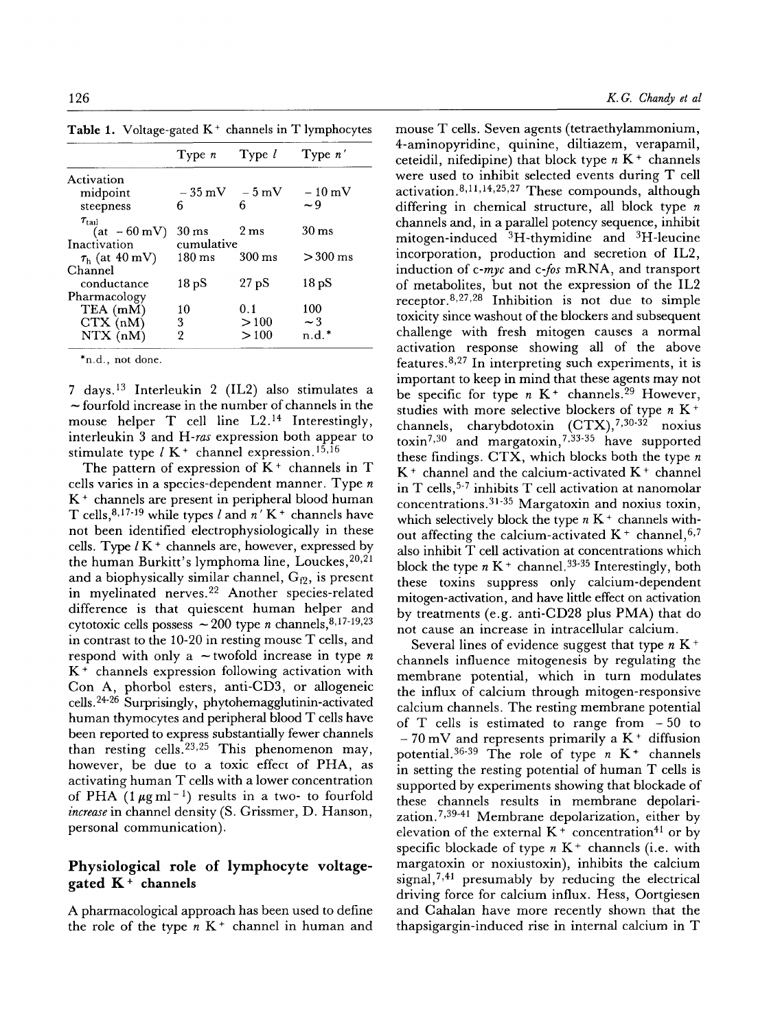**Table 1.** Voltage-gated $K^+$ channels in T lymphocytes

| | Type *n* | Type *l* | Type *n'* |
|---|---|---|---|
| Activation | | | |
| midpoint | −35 mV | −5 mV | −10 mV |
| steepness | 6 | 6 | ~9 |
| $\tau_{tail}$ (at −60 mV) | 30 ms | 2 ms | 30 ms |
| Inactivation | cumulative | | |
| $\tau_h$ (at 40 mV) | 180 ms | 300 ms | >300 ms |
| Channel | | | |
| conductance | 18 pS | 27 pS | 18 pS |
| Pharmacology | | | |
| TEA (mM) | 10 | 0.1 | 100 |
| CTX (nM) | 3 | >100 | ~3 |
| NTX (nM) | 2 | >100 | n.d.* |

*n.d., not done.

7 days.[13] Interleukin 2 (IL2) also stimulates a ~fourfold increase in the number of channels in the mouse helper T cell line L2.[14] Interestingly, interleukin 3 and H-*ras* expression both appear to stimulate type *l* $K^+$ channel expression.[15,16]

The pattern of expression of $K^+$ channels in T cells varies in a species-dependent manner. Type *n* $K^+$ channels are present in peripheral blood human T cells,[8,17-19] while types *l* and *n'* $K^+$ channels have not been identified electrophysiologically in these cells. Type *l* $K^+$ channels are, however, expressed by the human Burkitt's lymphoma line, Louckes,[20,21] and a biophysically similar channel, $G_{f2}$, is present in myelinated nerves.[22] Another species-related difference is that quiescent human helper and cytotoxic cells possess ~200 type *n* channels,[8,17-19,23] in contrast to the 10-20 in resting mouse T cells, and respond with only a ~twofold increase in type *n* $K^+$ channels expression following activation with Con A, phorbol esters, anti-CD3, or allogeneic cells.[24-26] Surprisingly, phytohemagglutinin-activated human thymocytes and peripheral blood T cells have been reported to express substantially fewer channels than resting cells.[23,25] This phenomenon may, however, be due to a toxic effect of PHA, as activating human T cells with a lower concentration of PHA (1 μg ml$^{-1}$) results in a two- to fourfold *increase* in channel density (S. Grissmer, D. Hanson, personal communication).

## Physiological role of lymphocyte voltage-gated $K^+$ channels

A pharmacological approach has been used to define the role of the type *n* $K^+$ channel in human and mouse T cells. Seven agents (tetraethylammonium, 4-aminopyridine, quinine, diltiazem, verapamil, ceteidil, nifedipine) that block type *n* $K^+$ channels were used to inhibit selected events during T cell activation.[8,11,14,25,27] These compounds, although differing in chemical structure, all block type *n* channels and, in a parallel potency sequence, inhibit mitogen-induced $^3$H-thymidine and $^3$H-leucine incorporation, production and secretion of IL2, induction of c-*myc* and c-*fos* mRNA, and transport of metabolites, but not the expression of the IL2 receptor.[8,27,28] Inhibition is not due to simple toxicity since washout of the blockers and subsequent challenge with fresh mitogen causes a normal activation response showing all of the above features.[8,27] In interpreting such experiments, it is important to keep in mind that these agents may not be specific for type *n* $K^+$ channels.[29] However, studies with more selective blockers of type *n* $K^+$ channels, charybdotoxin (CTX),[7,30-32] noxius toxin[7,30] and margatoxin,[7,33-35] have supported these findings. CTX, which blocks both the type *n* $K^+$ channel and the calcium-activated $K^+$ channel in T cells,[5-7] inhibits T cell activation at nanomolar concentrations.[31-35] Margatoxin and noxius toxin, which selectively block the type *n* $K^+$ channels without affecting the calcium-activated $K^+$ channel,[6,7] also inhibit T cell activation at concentrations which block the type *n* $K^+$ channel.[33-35] Interestingly, both these toxins suppress only calcium-dependent mitogen-activation, and have little effect on activation by treatments (e.g. anti-CD28 plus PMA) that do not cause an increase in intracellular calcium.

Several lines of evidence suggest that type *n* $K^+$ channels influence mitogenesis by regulating the membrane potential, which in turn modulates the influx of calcium through mitogen-responsive calcium channels. The resting membrane potential of T cells is estimated to range from −50 to −70 mV and represents primarily a $K^+$ diffusion potential.[36-39] The role of type *n* $K^+$ channels in setting the resting potential of human T cells is supported by experiments showing that blockade of these channels results in membrane depolarization.[7,39-41] Membrane depolarization, either by elevation of the external $K^+$ concentration[41] or by specific blockade of type *n* $K^+$ channels (i.e. with margatoxin or noxiustoxin), inhibits the calcium signal,[7,41] presumably by reducing the electrical driving force for calcium influx. Hess, Oortgiesen and Cahalan have more recently shown that the thapsigargin-induced rise in internal calcium in T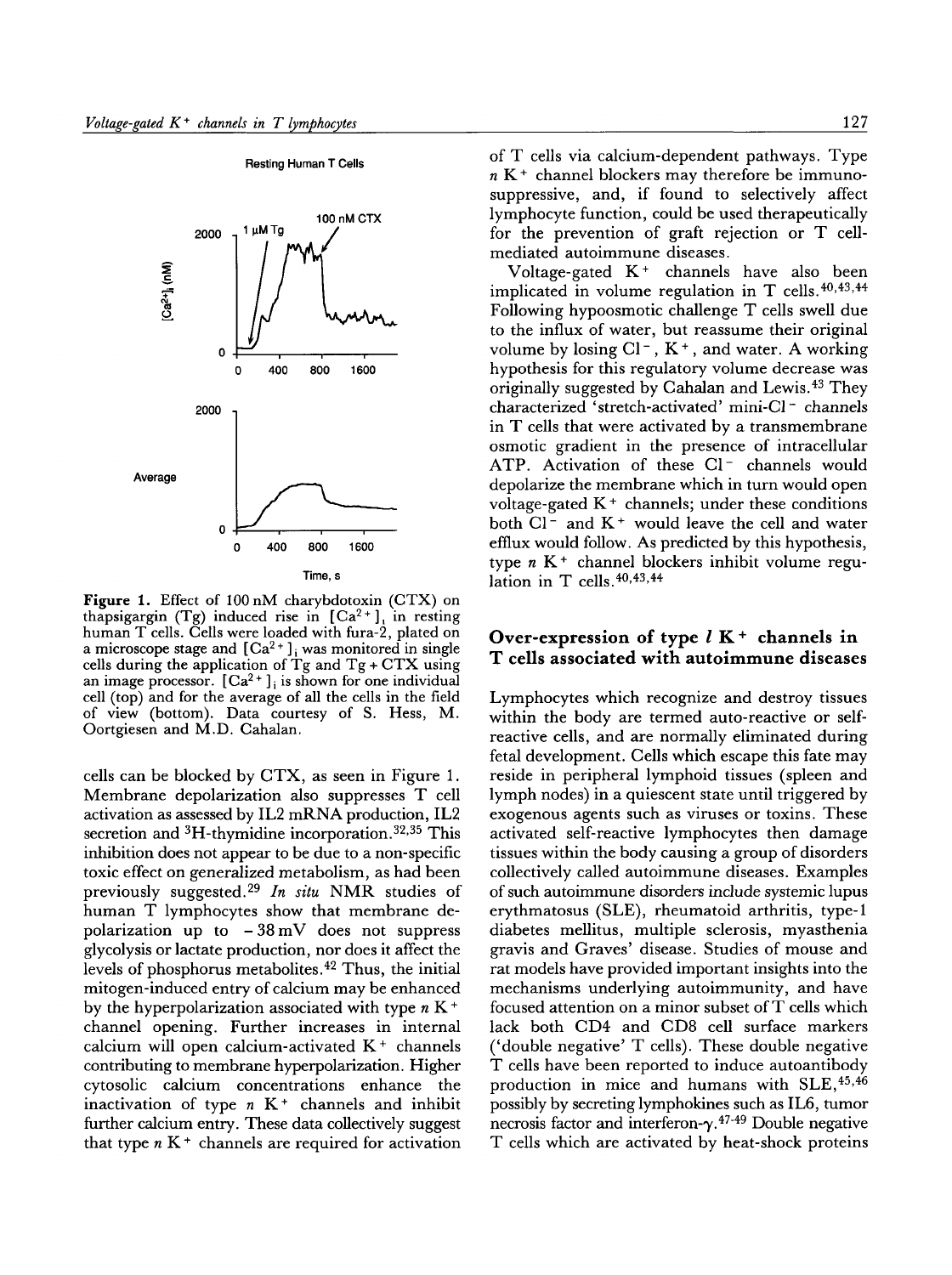Figure 1. Effect of 100 nM charybdotoxin (CTX) on thapsigargin (Tg) induced rise in $[Ca^{2+}]_i$ in resting human T cells. Cells were loaded with fura-2, plated on a microscope stage and $[Ca^{2+}]_i$ was monitored in single cells during the application of Tg and Tg + CTX using an image processor. $[Ca^{2+}]_i$ is shown for one individual cell (top) and for the average of all the cells in the field of view (bottom). Data courtesy of S. Hess, M. Oortgiesen and M.D. Cahalan.

cells can be blocked by CTX, as seen in Figure 1. Membrane depolarization also suppresses T cell activation as assessed by IL2 mRNA production, IL2 secretion and $^3$H-thymidine incorporation.[32,35] This inhibition does not appear to be due to a non-specific toxic effect on generalized metabolism, as had been previously suggested.[29] *In situ* NMR studies of human T lymphocytes show that membrane depolarization up to $-38$ mV does not suppress glycolysis or lactate production, nor does it affect the levels of phosphorus metabolites.[42] Thus, the initial mitogen-induced entry of calcium may be enhanced by the hyperpolarization associated with type *n* $K^+$ channel opening. Further increases in internal calcium will open calcium-activated $K^+$ channels contributing to membrane hyperpolarization. Higher cytosolic calcium concentrations enhance the inactivation of type *n* $K^+$ channels and inhibit further calcium entry. These data collectively suggest that type *n* $K^+$ channels are required for activation of T cells via calcium-dependent pathways. Type *n* $K^+$ channel blockers may therefore be immunosuppressive, and, if found to selectively affect lymphocyte function, could be used therapeutically for the prevention of graft rejection or T cell-mediated autoimmune diseases.

Voltage-gated $K^+$ channels have also been implicated in volume regulation in T cells.[40,43,44] Following hypoosmotic challenge T cells swell due to the influx of water, but reassume their original volume by losing $Cl^-$, $K^+$, and water. A working hypothesis for this regulatory volume decrease was originally suggested by Cahalan and Lewis.[43] They characterized 'stretch-activated' mini-$Cl^-$ channels in T cells that were activated by a transmembrane osmotic gradient in the presence of intracellular ATP. Activation of these $Cl^-$ channels would depolarize the membrane which in turn would open voltage-gated $K^+$ channels; under these conditions both $Cl^-$ and $K^+$ would leave the cell and water efflux would follow. As predicted by this hypothesis, type *n* $K^+$ channel blockers inhibit volume regulation in T cells.[40,43,44]

## Over-expression of type *l* $K^+$ channels in T cells associated with autoimmune diseases

Lymphocytes which recognize and destroy tissues within the body are termed auto-reactive or self-reactive cells, and are normally eliminated during fetal development. Cells which escape this fate may reside in peripheral lymphoid tissues (spleen and lymph nodes) in a quiescent state until triggered by exogenous agents such as viruses or toxins. These activated self-reactive lymphocytes then damage tissues within the body causing a group of disorders collectively called autoimmune diseases. Examples of such autoimmune disorders include systemic lupus erythmatosus (SLE), rheumatoid arthritis, type-1 diabetes mellitus, multiple sclerosis, myasthenia gravis and Graves' disease. Studies of mouse and rat models have provided important insights into the mechanisms underlying autoimmunity, and have focused attention on a minor subset of T cells which lack both CD4 and CD8 cell surface markers ('double negative' T cells). These double negative T cells have been reported to induce autoantibody production in mice and humans with SLE,[45,46] possibly by secreting lymphokines such as IL6, tumor necrosis factor and interferon-$\gamma$.[47-49] Double negative T cells which are activated by heat-shock proteins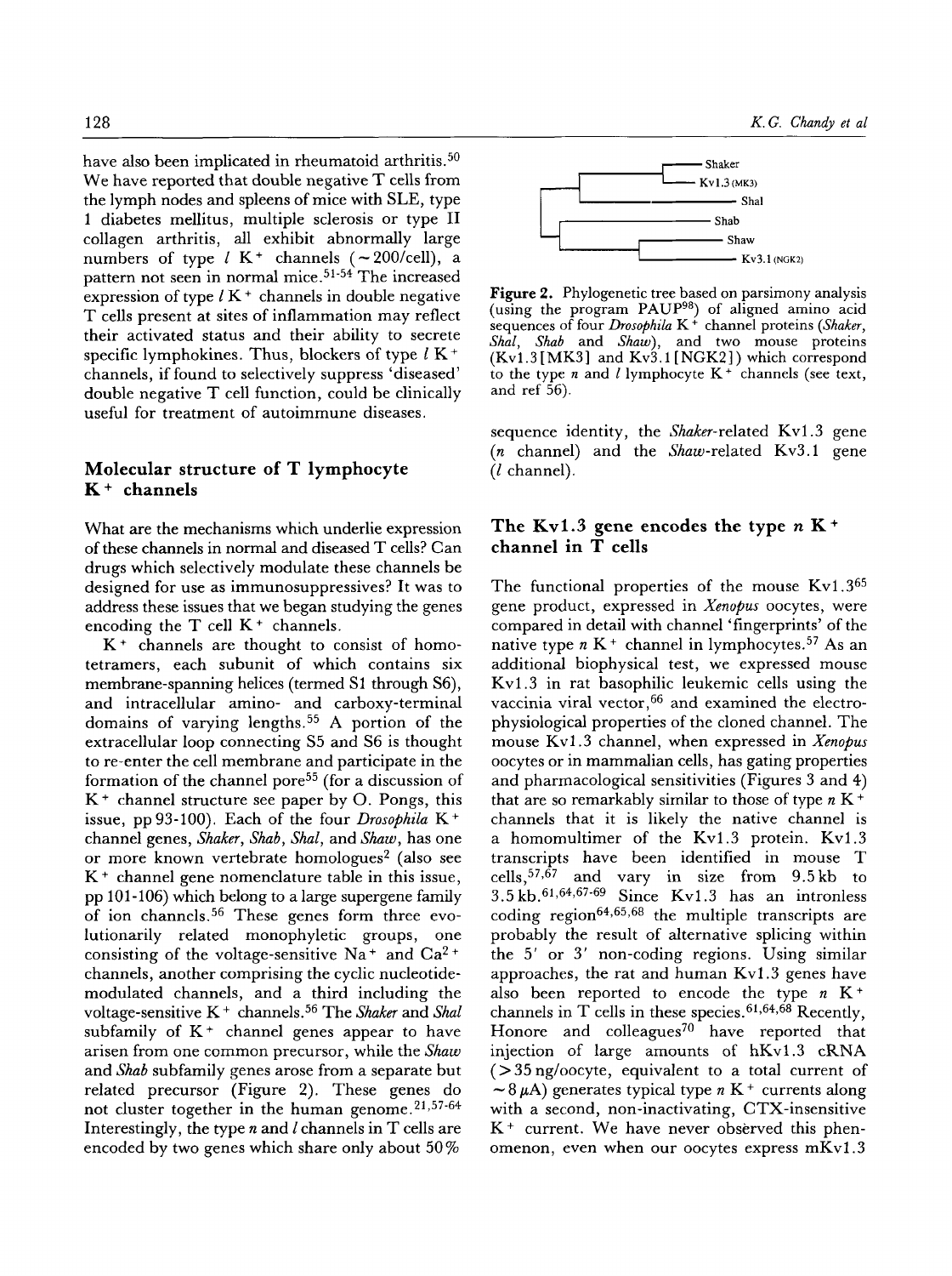have also been implicated in rheumatoid arthritis.[50] We have reported that double negative T cells from the lymph nodes and spleens of mice with SLE, type 1 diabetes mellitus, multiple sclerosis or type II collagen arthritis, all exhibit abnormally large numbers of type *l* K$^+$ channels (~200/cell), a pattern not seen in normal mice.[51-54] The increased expression of type *l* K$^+$ channels in double negative T cells present at sites of inflammation may reflect their activated status and their ability to secrete specific lymphokines. Thus, blockers of type *l* K$^+$ channels, if found to selectively suppress 'diseased' double negative T cell function, could be clinically useful for treatment of autoimmune diseases.

## Molecular structure of T lymphocyte K$^+$ channels

What are the mechanisms which underlie expression of these channels in normal and diseased T cells? Can drugs which selectively modulate these channels be designed for use as immunosuppressives? It was to address these issues that we began studying the genes encoding the T cell K$^+$ channels.

K$^+$ channels are thought to consist of homotetramers, each subunit of which contains six membrane-spanning helices (termed S1 through S6), and intracellular amino- and carboxy-terminal domains of varying lengths.[55] A portion of the extracellular loop connecting S5 and S6 is thought to re-enter the cell membrane and participate in the formation of the channel pore[55] (for a discussion of K$^+$ channel structure see paper by O. Pongs, this issue, pp 93-100). Each of the four *Drosophila* K$^+$ channel genes, *Shaker*, *Shab*, *Shal*, and *Shaw*, has one or more known vertebrate homologues[2] (also see K$^+$ channel gene nomenclature table in this issue, pp 101-106) which belong to a large supergene family of ion channels.[56] These genes form three evolutionarily related monophyletic groups, one consisting of the voltage-sensitive Na$^+$ and Ca$^{2+}$ channels, another comprising the cyclic nucleotide-modulated channels, and a third including the voltage-sensitive K$^+$ channels.[56] The *Shaker* and *Shal* subfamily of K$^+$ channel genes appear to have arisen from one common precursor, while the *Shaw* and *Shab* subfamily genes arose from a separate but related precursor (Figure 2). These genes do not cluster together in the human genome.[21,57-64] Interestingly, the type *n* and *l* channels in T cells are encoded by two genes which share only about 50% sequence identity, the *Shaker*-related Kv1.3 gene (*n* channel) and the *Shaw*-related Kv3.1 gene (*l* channel).

**Figure 2.** Phylogenetic tree based on parsimony analysis (using the program PAUP[98]) of aligned amino acid sequences of four *Drosophila* K$^+$ channel proteins (*Shaker*, *Shal*, *Shab* and *Shaw*), and two mouse proteins (Kv1.3[MK3] and Kv3.1[NGK2]) which correspond to the type *n* and *l* lymphocyte K$^+$ channels (see text, and ref 56).

## The Kv1.3 gene encodes the type *n* K$^+$ channel in T cells

The functional properties of the mouse Kv1.3[65] gene product, expressed in *Xenopus* oocytes, were compared in detail with channel 'fingerprints' of the native type *n* K$^+$ channel in lymphocytes.[57] As an additional biophysical test, we expressed mouse Kv1.3 in rat basophilic leukemic cells using the vaccinia viral vector,[66] and examined the electrophysiological properties of the cloned channel. The mouse Kv1.3 channel, when expressed in *Xenopus* oocytes or in mammalian cells, has gating properties and pharmacological sensitivities (Figures 3 and 4) that are so remarkably similar to those of type *n* K$^+$ channels that it is likely the native channel is a homomultimer of the Kv1.3 protein. Kv1.3 transcripts have been identified in mouse T cells,[57,67] and vary in size from 9.5 kb to 3.5 kb.[61,64,67-69] Since Kv1.3 has an intronless coding region[64,65,68] the multiple transcripts are probably the result of alternative splicing within the 5′ or 3′ non-coding regions. Using similar approaches, the rat and human Kv1.3 genes have also been reported to encode the type *n* K$^+$ channels in T cells in these species.[61,64,68] Recently, Honore and colleagues[70] have reported that injection of large amounts of hKv1.3 cRNA (>35 ng/oocyte, equivalent to a total current of ~8 μA) generates typical type *n* K$^+$ currents along with a second, non-inactivating, CTX-insensitive K$^+$ current. We have never observed this phenomenon, even when our oocytes express mKv1.3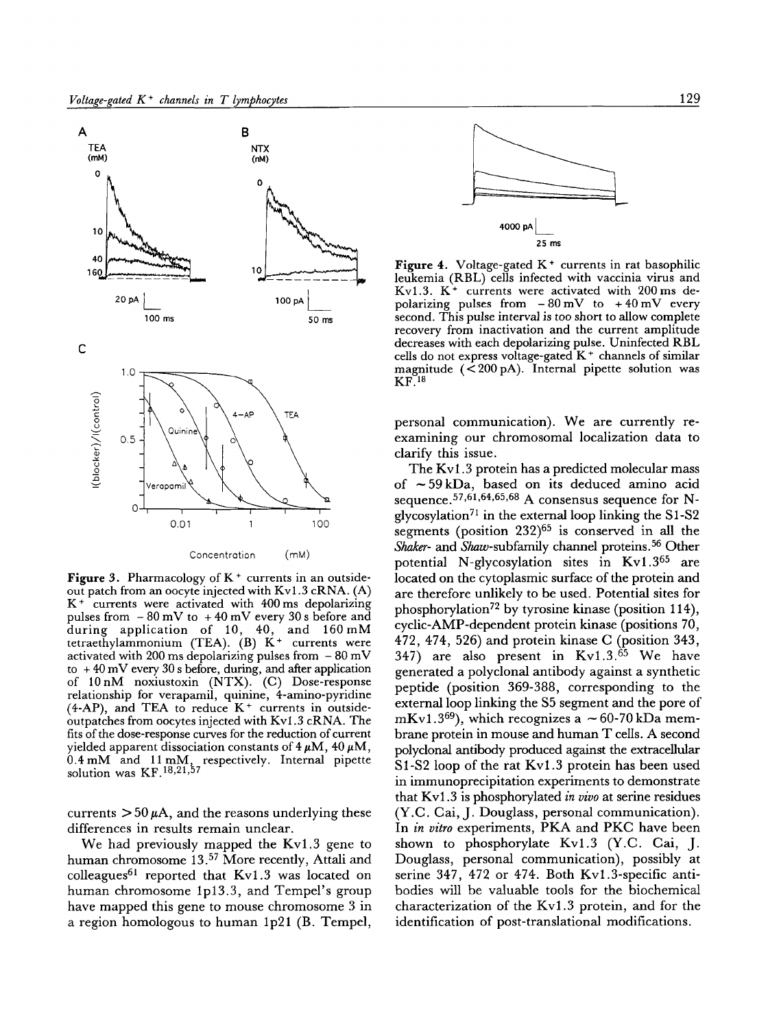**Figure 3.** Pharmacology of $K^+$ currents in an outside-out patch from an oocyte injected with Kv1.3 cRNA. (A) $K^+$ currents were activated with 400 ms depolarizing pulses from − 80 mV to + 40 mV every 30 s before and during application of 10, 40, and 160 mM tetraethylammonium (TEA). (B) $K^+$ currents were activated with 200 ms depolarizing pulses from − 80 mV to + 40 mV every 30 s before, during, and after application of 10 nM noxiustoxin (NTX). (C) Dose-response relationship for verapamil, quinine, 4-amino-pyridine (4-AP), and TEA to reduce $K^+$ currents in outside-outpatches from oocytes injected with Kv1.3 cRNA. The fits of the dose-response curves for the reduction of current yielded apparent dissociation constants of 4 μM, 40 μM, 0.4 mM and 11 mM, respectively. Internal pipette solution was KF.[18,21,57]

currents > 50 μA, and the reasons underlying these differences in results remain unclear.

We had previously mapped the Kv1.3 gene to human chromosome 13.[57] More recently, Attali and colleagues[61] reported that Kv1.3 was located on human chromosome 1p13.3, and Tempel's group have mapped this gene to mouse chromosome 3 in a region homologous to human 1p21 (B. Tempel, personal communication). We are currently re-examining our chromosomal localization data to clarify this issue.

**Figure 4.** Voltage-gated $K^+$ currents in rat basophilic leukemia (RBL) cells infected with vaccinia virus and Kv1.3. $K^+$ currents were activated with 200 ms depolarizing pulses from − 80 mV to + 40 mV every second. This pulse interval is too short to allow complete recovery from inactivation and the current amplitude decreases with each depolarizing pulse. Uninfected RBL cells do not express voltage-gated $K^+$ channels of similar magnitude (< 200 pA). Internal pipette solution was KF.[18]

The Kv1.3 protein has a predicted molecular mass of ~ 59 kDa, based on its deduced amino acid sequence.[57,61,64,65,68] A consensus sequence for N-glycosylation[71] in the external loop linking the S1-S2 segments (position 232)[65] is conserved in all the *Shaker*- and *Shaw*-subfamily channel proteins.[56] Other potential N-glycosylation sites in Kv1.3[65] are located on the cytoplasmic surface of the protein and are therefore unlikely to be used. Potential sites for phosphorylation[72] by tyrosine kinase (position 114), cyclic-AMP-dependent protein kinase (positions 70, 472, 474, 526) and protein kinase C (position 343, 347) are also present in Kv1.3.[65] We have generated a polyclonal antibody against a synthetic peptide (position 369-388, corresponding to the external loop linking the S5 segment and the pore of mKv1.3[69]), which recognizes a ~ 60-70 kDa membrane protein in mouse and human T cells. A second polyclonal antibody produced against the extracellular S1-S2 loop of the rat Kv1.3 protein has been used in immunoprecipitation experiments to demonstrate that Kv1.3 is phosphorylated *in vivo* at serine residues (Y.C. Cai, J. Douglass, personal communication). In *in vitro* experiments, PKA and PKC have been shown to phosphorylate Kv1.3 (Y.C. Cai, J. Douglass, personal communication), possibly at serine 347, 472 or 474. Both Kv1.3-specific antibodies will be valuable tools for the biochemical characterization of the Kv1.3 protein, and for the identification of post-translational modifications.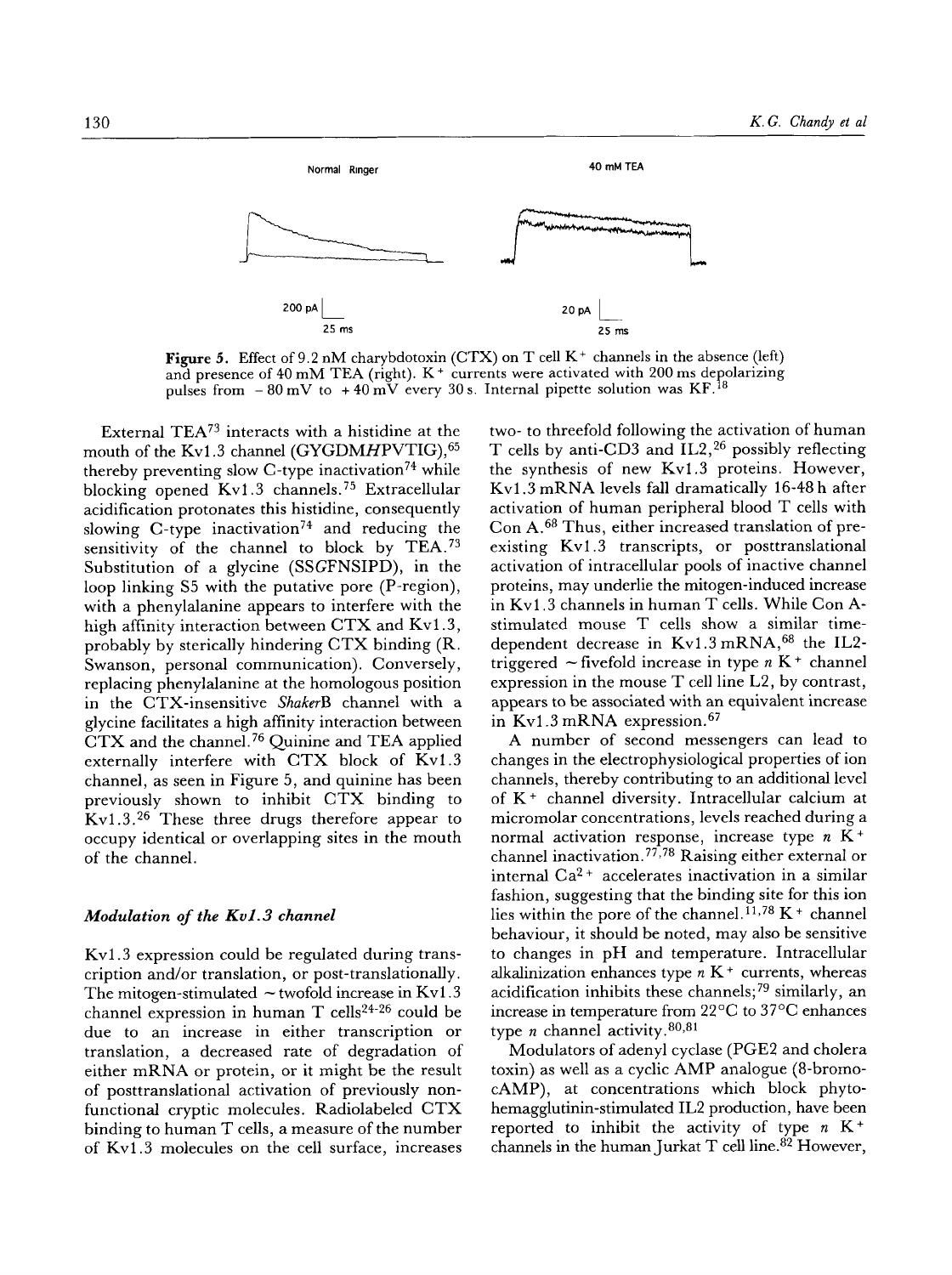Normal Ringer

40 mM TEA

200 pA

25 ms

20 pA

25 ms

**Figure 5.** Effect of 9.2 nM charybdotoxin (CTX) on T cell $K^+$ channels in the absence (left) and presence of 40 mM TEA (right). $K^+$ currents were activated with 200 ms depolarizing pulses from −80 mV to +40 mV every 30 s. Internal pipette solution was KF.[18]

External TEA[73] interacts with a histidine at the mouth of the Kv1.3 channel (GYGDM*H*PVTIG),[65] thereby preventing slow C-type inactivation[74] while blocking opened Kv1.3 channels.[75] Extracellular acidification protonates this histidine, consequently slowing C-type inactivation[74] and reducing the sensitivity of the channel to block by TEA.[73] Substitution of a glycine (SS*G*FNSIPD), in the loop linking S5 with the putative pore (P-region), with a phenylalanine appears to interfere with the high affinity interaction between CTX and Kv1.3, probably by sterically hindering CTX binding (R. Swanson, personal communication). Conversely, replacing phenylalanine at the homologous position in the CTX-insensitive *Shaker*B channel with a glycine facilitates a high affinity interaction between CTX and the channel.[76] Quinine and TEA applied externally interfere with CTX block of Kv1.3 channel, as seen in Figure 5, and quinine has been previously shown to inhibit CTX binding to Kv1.3.[26] These three drugs therefore appear to occupy identical or overlapping sites in the mouth of the channel.

### *Modulation of the Kv1.3 channel*

Kv1.3 expression could be regulated during transcription and/or translation, or post-translationally. The mitogen-stimulated ~twofold increase in Kv1.3 channel expression in human T cells[24-26] could be due to an increase in either transcription or translation, a decreased rate of degradation of either mRNA or protein, or it might be the result of posttranslational activation of previously non-functional cryptic molecules. Radiolabeled CTX binding to human T cells, a measure of the number of Kv1.3 molecules on the cell surface, increases two- to threefold following the activation of human T cells by anti-CD3 and IL2,[26] possibly reflecting the synthesis of new Kv1.3 proteins. However, Kv1.3 mRNA levels fall dramatically 16-48 h after activation of human peripheral blood T cells with Con A.[68] Thus, either increased translation of pre-existing Kv1.3 transcripts, or posttranslational activation of intracellular pools of inactive channel proteins, may underlie the mitogen-induced increase in Kv1.3 channels in human T cells. While Con A-stimulated mouse T cells show a similar time-dependent decrease in Kv1.3 mRNA,[68] the IL2-triggered ~fivefold increase in type *n* $K^+$ channel expression in the mouse T cell line L2, by contrast, appears to be associated with an equivalent increase in Kv1.3 mRNA expression.[67]

A number of second messengers can lead to changes in the electrophysiological properties of ion channels, thereby contributing to an additional level of $K^+$ channel diversity. Intracellular calcium at micromolar concentrations, levels reached during a normal activation response, increase type *n* $K^+$ channel inactivation.[77,78] Raising either external or internal $Ca^{2+}$ accelerates inactivation in a similar fashion, suggesting that the binding site for this ion lies within the pore of the channel.[11,78] $K^+$ channel behaviour, it should be noted, may also be sensitive to changes in pH and temperature. Intracellular alkalinization enhances type *n* $K^+$ currents, whereas acidification inhibits these channels;[79] similarly, an increase in temperature from 22°C to 37°C enhances type *n* channel activity.[80,81]

Modulators of adenyl cyclase (PGE2 and cholera toxin) as well as a cyclic AMP analogue (8-bromo-cAMP), at concentrations which block phytohemagglutinin-stimulated IL2 production, have been reported to inhibit the activity of type *n* $K^+$ channels in the human Jurkat T cell line.[82] However,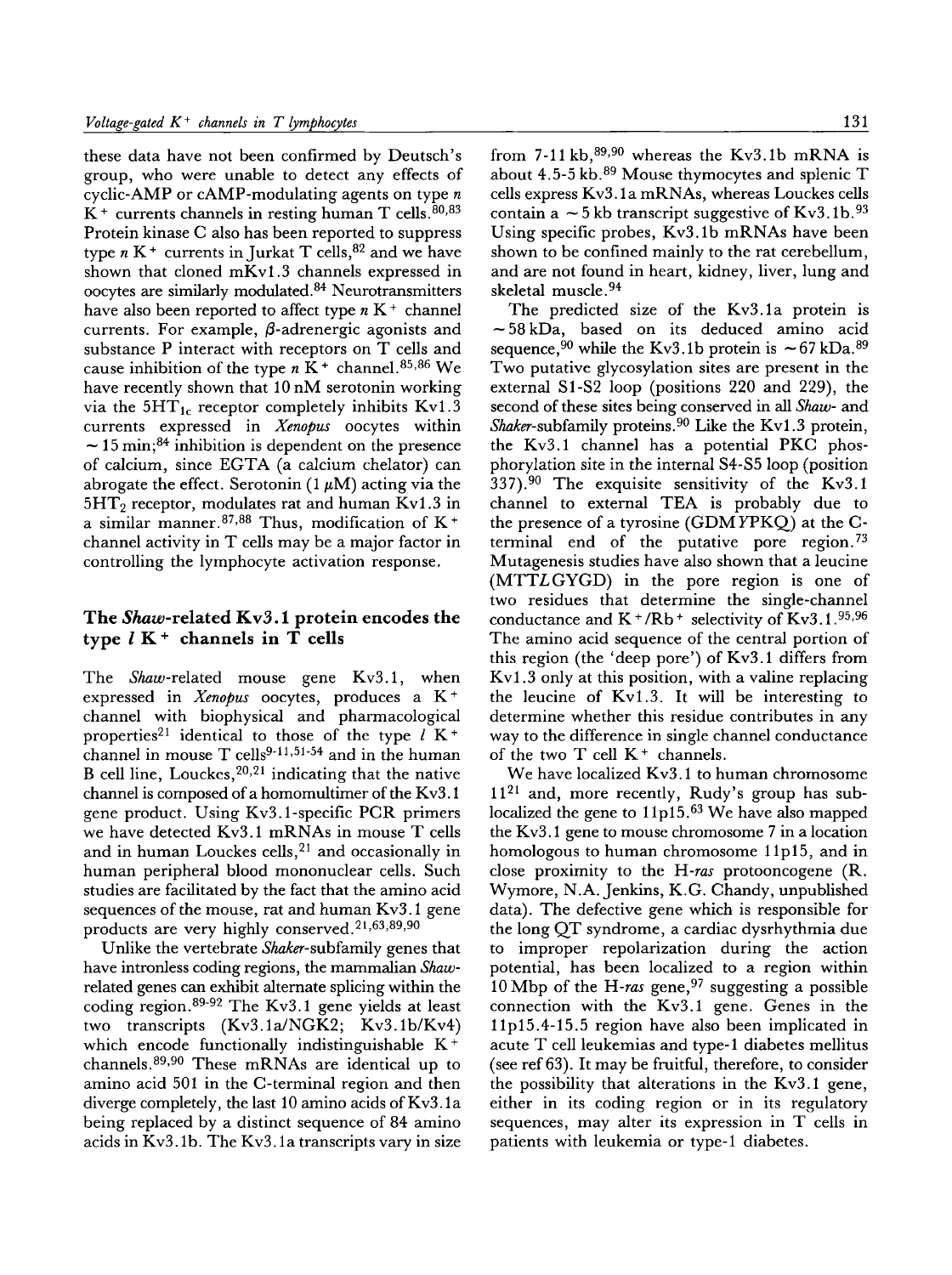these data have not been confirmed by Deutsch's group, who were unable to detect any effects of cyclic-AMP or cAMP-modulating agents on type *n* $K^+$ currents channels in resting human T cells.[80,83] Protein kinase C also has been reported to suppress type *n* $K^+$ currents in Jurkat T cells,[82] and we have shown that cloned mKv1.3 channels expressed in oocytes are similarly modulated.[84] Neurotransmitters have also been reported to affect type *n* $K^+$ channel currents. For example, β-adrenergic agonists and substance P interact with receptors on T cells and cause inhibition of the type *n* $K^+$ channel.[85,86] We have recently shown that 10 nM serotonin working via the $5HT_{1c}$ receptor completely inhibits Kv1.3 currents expressed in *Xenopus* oocytes within ~15 min;[84] inhibition is dependent on the presence of calcium, since EGTA (a calcium chelator) can abrogate the effect. Serotonin (1 μM) acting via the $5HT_2$ receptor, modulates rat and human Kv1.3 in a similar manner.[87,88] Thus, modification of $K^+$ channel activity in T cells may be a major factor in controlling the lymphocyte activation response.

## The *Shaw*-related Kv3.1 protein encodes the type *l* $K^+$ channels in T cells

The *Shaw*-related mouse gene Kv3.1, when expressed in *Xenopus* oocytes, produces a $K^+$ channel with biophysical and pharmacological properties[21] identical to those of the type *l* $K^+$ channel in mouse T cells[9-11,51-54] and in the human B cell line, Louckes,[20,21] indicating that the native channel is composed of a homomultimer of the Kv3.1 gene product. Using Kv3.1-specific PCR primers we have detected Kv3.1 mRNAs in mouse T cells and in human Louckes cells,[21] and occasionally in human peripheral blood mononuclear cells. Such studies are facilitated by the fact that the amino acid sequences of the mouse, rat and human Kv3.1 gene products are very highly conserved.[21,63,89,90]

Unlike the vertebrate *Shaker*-subfamily genes that have intronless coding regions, the mammalian *Shaw*-related genes can exhibit alternate splicing within the coding region.[89-92] The Kv3.1 gene yields at least two transcripts (Kv3.1a/NGK2; Kv3.1b/Kv4) which encode functionally indistinguishable $K^+$ channels.[89,90] These mRNAs are identical up to amino acid 501 in the C-terminal region and then diverge completely, the last 10 amino acids of Kv3.1a being replaced by a distinct sequence of 84 amino acids in Kv3.1b. The Kv3.1a transcripts vary in size from 7-11 kb,[89,90] whereas the Kv3.1b mRNA is about 4.5-5 kb.[89] Mouse thymocytes and splenic T cells express Kv3.1a mRNAs, whereas Louckes cells contain a ~5 kb transcript suggestive of Kv3.1b.[93] Using specific probes, Kv3.1b mRNAs have been shown to be confined mainly to the rat cerebellum, and are not found in heart, kidney, liver, lung and skeletal muscle.[94]

The predicted size of the Kv3.1a protein is ~58 kDa, based on its deduced amino acid sequence,[90] while the Kv3.1b protein is ~67 kDa.[89] Two putative glycosylation sites are present in the external S1-S2 loop (positions 220 and 229), the second of these sites being conserved in all *Shaw*- and *Shaker*-subfamily proteins.[90] Like the Kv1.3 protein, the Kv3.1 channel has a potential PKC phosphorylation site in the internal S4-S5 loop (position 337).[90] The exquisite sensitivity of the Kv3.1 channel to external TEA is probably due to the presence of a tyrosine (GDM*Y*PKQ) at the C-terminal end of the putative pore region.[73] Mutagenesis studies have also shown that a leucine (MTT*L*GYGD) in the pore region is one of two residues that determine the single-channel conductance and $K^+/Rb^+$ selectivity of Kv3.1.[95,96] The amino acid sequence of the central portion of this region (the 'deep pore') of Kv3.1 differs from Kv1.3 only at this position, with a valine replacing the leucine of Kv1.3. It will be interesting to determine whether this residue contributes in any way to the difference in single channel conductance of the two T cell $K^+$ channels.

We have localized Kv3.1 to human chromosome 11[21] and, more recently, Rudy's group has sub-localized the gene to 11p15.[63] We have also mapped the Kv3.1 gene to mouse chromosome 7 in a location homologous to human chromosome 11p15, and in close proximity to the H-*ras* protooncogene (R. Wymore, N.A. Jenkins, K.G. Chandy, unpublished data). The defective gene which is responsible for the long QT syndrome, a cardiac dysrhythmia due to improper repolarization during the action potential, has been localized to a region within 10 Mbp of the H-*ras* gene,[97] suggesting a possible connection with the Kv3.1 gene. Genes in the 11p15.4-15.5 region have also been implicated in acute T cell leukemias and type-1 diabetes mellitus (see ref 63). It may be fruitful, therefore, to consider the possibility that alterations in the Kv3.1 gene, either in its coding region or in its regulatory sequences, may alter its expression in T cells in patients with leukemia or type-1 diabetes.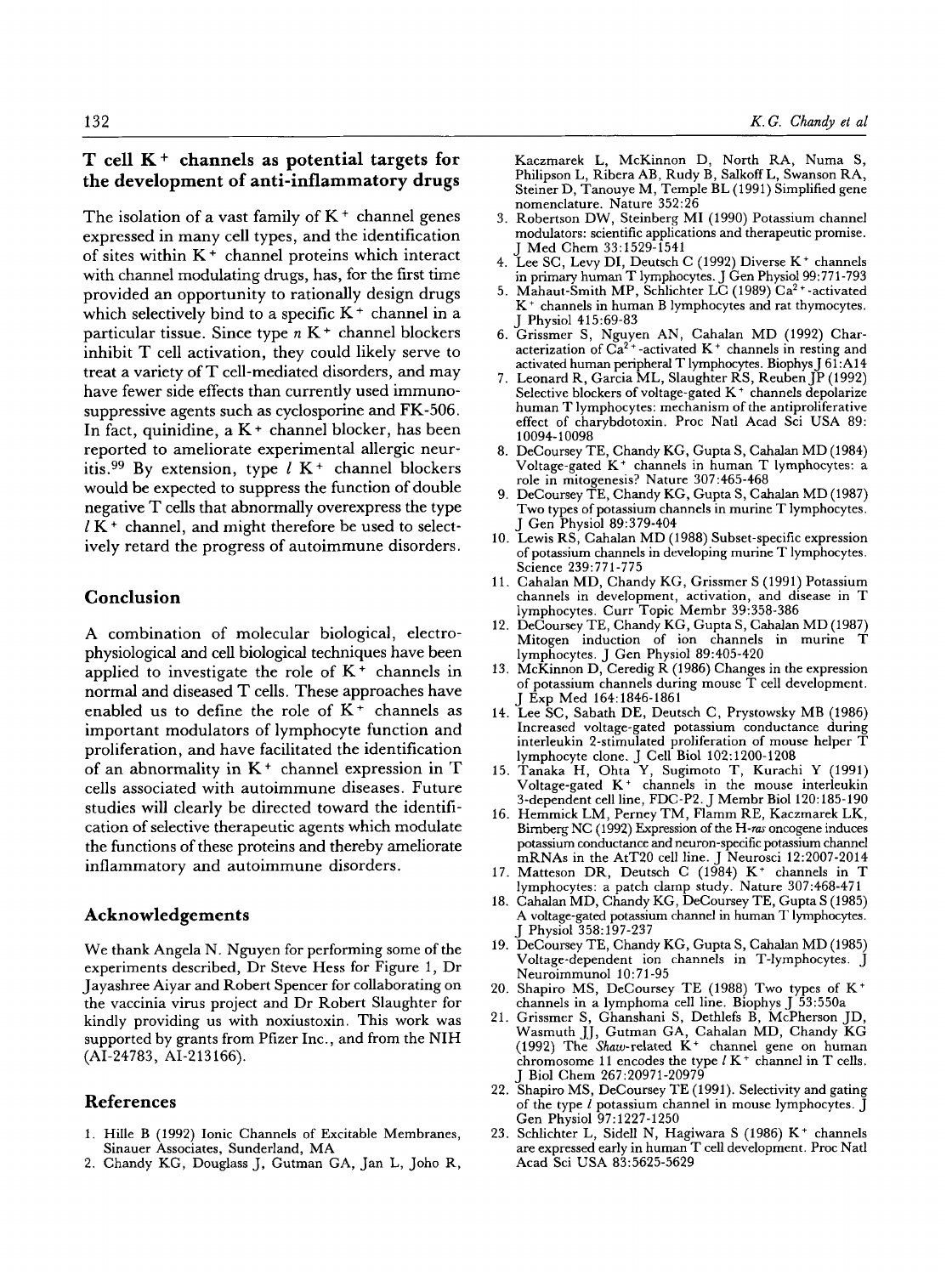## T cell $K^+$ channels as potential targets for the development of anti-inflammatory drugs

The isolation of a vast family of $K^+$ channel genes expressed in many cell types, and the identification of sites within $K^+$ channel proteins which interact with channel modulating drugs, has, for the first time provided an opportunity to rationally design drugs which selectively bind to a specific $K^+$ channel in a particular tissue. Since type *n* $K^+$ channel blockers inhibit T cell activation, they could likely serve to treat a variety of T cell-mediated disorders, and may have fewer side effects than currently used immunosuppressive agents such as cyclosporine and FK-506. In fact, quinidine, a $K^+$ channel blocker, has been reported to ameliorate experimental allergic neuritis.[99] By extension, type *l* $K^+$ channel blockers would be expected to suppress the function of double negative T cells that abnormally overexpress the type *l* $K^+$ channel, and might therefore be used to selectively retard the progress of autoimmune disorders.

## Conclusion

A combination of molecular biological, electrophysiological and cell biological techniques have been applied to investigate the role of $K^+$ channels in normal and diseased T cells. These approaches have enabled us to define the role of $K^+$ channels as important modulators of lymphocyte function and proliferation, and have facilitated the identification of an abnormality in $K^+$ channel expression in T cells associated with autoimmune diseases. Future studies will clearly be directed toward the identification of selective therapeutic agents which modulate the functions of these proteins and thereby ameliorate inflammatory and autoimmune disorders.

## Acknowledgements

We thank Angela N. Nguyen for performing some of the experiments described, Dr Steve Hess for Figure 1, Dr Jayashree Aiyar and Robert Spencer for collaborating on the vaccinia virus project and Dr Robert Slaughter for kindly providing us with noxiustoxin. This work was supported by grants from Pfizer Inc., and from the NIH (AI-24783, AI-213166).

## References

1. Hille B (1992) Ionic Channels of Excitable Membranes, Sinauer Associates, Sunderland, MA
2. Chandy KG, Douglass J, Gutman GA, Jan L, Joho R, Kaczmarek L, McKinnon D, North RA, Numa S, Philipson L, Ribera AB, Rudy B, Salkoff L, Swanson RA, Steiner D, Tanouye M, Temple BL (1991) Simplified gene nomenclature. Nature 352:26
3. Robertson DW, Steinberg MI (1990) Potassium channel modulators: scientific applications and therapeutic promise. J Med Chem 33:1529-1541
4. Lee SC, Levy DI, Deutsch C (1992) Diverse $K^+$ channels in primary human T lymphocytes. J Gen Physiol 99:771-793
5. Mahaut-Smith MP, Schlichter LC (1989) $Ca^{2+}$-activated $K^+$ channels in human B lymphocytes and rat thymocytes. J Physiol 415:69-83
6. Grissmer S, Nguyen AN, Cahalan MD (1992) Characterization of $Ca^{2+}$-activated $K^+$ channels in resting and activated human peripheral T lymphocytes. Biophys J 61:A14
7. Leonard R, Garcia ML, Slaughter RS, Reuben JP (1992) Selective blockers of voltage-gated $K^+$ channels depolarize human T lymphocytes: mechanism of the antiproliferative effect of charybdotoxin. Proc Natl Acad Sci USA 89: 10094-10098
8. DeCoursey TE, Chandy KG, Gupta S, Cahalan MD (1984) Voltage-gated $K^+$ channels in human T lymphocytes: a role in mitogenesis? Nature 307:465-468
9. DeCoursey TE, Chandy KG, Gupta S, Cahalan MD (1987) Two types of potassium channels in murine T lymphocytes. J Gen Physiol 89:379-404
10. Lewis RS, Cahalan MD (1988) Subset-specific expression of potassium channels in developing murine T lymphocytes. Science 239:771-775
11. Cahalan MD, Chandy KG, Grissmer S (1991) Potassium channels in development, activation, and disease in T lymphocytes. Curr Topic Membr 39:358-386
12. DeCoursey TE, Chandy KG, Gupta S, Cahalan MD (1987) Mitogen induction of ion channels in murine T lymphocytes. J Gen Physiol 89:405-420
13. McKinnon D, Ceredig R (1986) Changes in the expression of potassium channels during mouse T cell development. J Exp Med 164:1846-1861
14. Lee SC, Sabath DE, Deutsch C, Prystowsky MB (1986) Increased voltage-gated potassium conductance during interleukin 2-stimulated proliferation of mouse helper T lymphocyte clone. J Cell Biol 102:1200-1208
15. Tanaka H, Ohta Y, Sugimoto T, Kurachi Y (1991) Voltage-gated $K^+$ channels in the mouse interleukin 3-dependent cell line, FDC-P2. J Membr Biol 120:185-190
16. Hemmick LM, Perney TM, Flamm RE, Kaczmarek LK, Birnberg NC (1992) Expression of the H-*ras* oncogene induces potassium conductance and neuron-specific potassium channel mRNAs in the AtT20 cell line. J Neurosci 12:2007-2014
17. Matteson DR, Deutsch C (1984) $K^+$ channels in T lymphocytes: a patch clamp study. Nature 307:468-471
18. Cahalan MD, Chandy KG, DeCoursey TE, Gupta S (1985) A voltage-gated potassium channel in human T lymphocytes. J Physiol 358:197-237
19. DeCoursey TE, Chandy KG, Gupta S, Cahalan MD (1985) Voltage-dependent ion channels in T-lymphocytes. J Neuroimmunol 10:71-95
20. Shapiro MS, DeCoursey TE (1988) Two types of $K^+$ channels in a lymphoma cell line. Biophys J 53:550a
21. Grissmer S, Ghanshani S, Dethlefs B, McPherson JD, Wasmuth JJ, Gutman GA, Cahalan MD, Chandy KG (1992) The *Shaw*-related $K^+$ channel gene on human chromosome 11 encodes the type *l* $K^+$ channel in T cells. J Biol Chem 267:20971-20979
22. Shapiro MS, DeCoursey TE (1991). Selectivity and gating of the type *l* potassium channel in mouse lymphocytes. J Gen Physiol 97:1227-1250
23. Schlichter L, Sidell N, Hagiwara S (1986) $K^+$ channels are expressed early in human T cell development. Proc Natl Acad Sci USA 83:5625-5629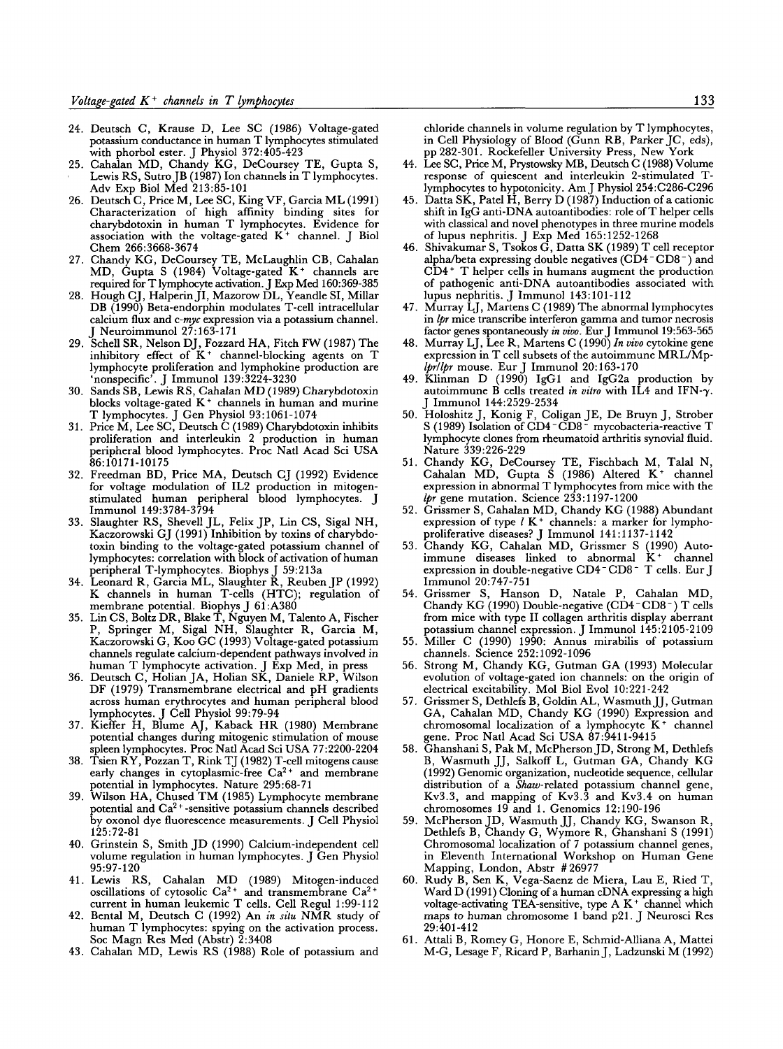24. Deutsch C, Krause D, Lee SC (1986) Voltage-gated potassium conductance in human T lymphocytes stimulated with phorbol ester. J Physiol 372:405-423
25. Cahalan MD, Chandy KG, DeCoursey TE, Gupta S, Lewis RS, Sutro JB (1987) Ion channels in T lymphocytes. Adv Exp Biol Med 213:85-101
26. Deutsch C, Price M, Lee SC, King VF, Garcia ML (1991) Characterization of high affinity binding sites for charybdotoxin in human T lymphocytes. Evidence for association with the voltage-gated $K^+$ channel. J Biol Chem 266:3668-3674
27. Chandy KG, DeCoursey TE, McLaughlin CB, Cahalan MD, Gupta S (1984) Voltage-gated $K^+$ channels are required for T lymphocyte activation. J Exp Med 160:369-385
28. Hough CJ, Halperin JI, Mazorow DL, Yeandle SI, Millar DB (1990) Beta-endorphin modulates T-cell intracellular calcium flux and *c-myc* expression via a potassium channel. J Neuroimmunol 27:163-171
29. Schell SR, Nelson DJ, Fozzard HA, Fitch FW (1987) The inhibitory effect of $K^+$ channel-blocking agents on T lymphocyte proliferation and lymphokine production are 'nonspecific'. J Immunol 139:3224-3230
30. Sands SB, Lewis RS, Cahalan MD (1989) Charybdotoxin blocks voltage-gated $K^+$ channels in human and murine T lymphocytes. J Gen Physiol 93:1061-1074
31. Price M, Lee SC, Deutsch C (1989) Charybdotoxin inhibits proliferation and interleukin 2 production in human peripheral blood lymphocytes. Proc Natl Acad Sci USA 86:10171-10175
32. Freedman BD, Price MA, Deutsch CJ (1992) Evidence for voltage modulation of IL2 production in mitogen-stimulated human peripheral blood lymphocytes. J Immunol 149:3784-3794
33. Slaughter RS, Shevell JL, Felix JP, Lin CS, Sigal NH, Kaczorowski GJ (1991) Inhibition by toxins of charybdotoxin binding to the voltage-gated potassium channel of lymphocytes: correlation with block of activation of human peripheral T-lymphocytes. Biophys J 59:213a
34. Leonard R, Garcia ML, Slaughter R, Reuben JP (1992) K channels in human T-cells (HTC); regulation of membrane potential. Biophys J 61:A380
35. Lin CS, Boltz DR, Blake T, Nguyen M, Talento A, Fischer P, Springer M, Sigal NH, Slaughter R, Garcia M, Kaczorowski G, Koo GC (1993) Voltage-gated potassium channels regulate calcium-dependent pathways involved in human T lymphocyte activation. J Exp Med, in press
36. Deutsch C, Holian JA, Holian SK, Daniele RP, Wilson DF (1979) Transmembrane electrical and pH gradients across human erythrocytes and human peripheral blood lymphocytes. J Cell Physiol 99:79-94
37. Kieffer H, Blume AJ, Kaback HR (1980) Membrane potential changes during mitogenic stimulation of mouse spleen lymphocytes. Proc Natl Acad Sci USA 77:2200-2204
38. Tsien RY, Pozzan T, Rink TJ (1982) T-cell mitogens cause early changes in cytoplasmic-free $Ca^{2+}$ and membrane potential in lymphocytes. Nature 295:68-71
39. Wilson HA, Chused TM (1985) Lymphocyte membrane potential and $Ca^{2+}$-sensitive potassium channels described by oxonol dye fluorescence measurements. J Cell Physiol 125:72-81
40. Grinstein S, Smith JD (1990) Calcium-independent cell volume regulation in human lymphocytes. J Gen Physiol 95:97-120
41. Lewis RS, Cahalan MD (1989) Mitogen-induced oscillations of cytosolic $Ca^{2+}$ and transmembrane $Ca^{2+}$ current in human leukemic T cells. Cell Regul 1:99-112
42. Bental M, Deutsch C (1992) An *in situ* NMR study of human T lymphocytes: spying on the activation process. Soc Magn Res Med (Abstr) 2:3408
43. Cahalan MD, Lewis RS (1988) Role of potassium and chloride channels in volume regulation by T lymphocytes, in Cell Physiology of Blood (Gunn RB, Parker JC, eds), pp 282-301. Rockefeller University Press, New York
44. Lee SC, Price M, Prystowsky MB, Deutsch C (1988) Volume response of quiescent and interleukin 2-stimulated T-lymphocytes to hypotonicity. Am J Physiol 254:C286-C296
45. Datta SK, Patel H, Berry D (1987) Induction of a cationic shift in IgG anti-DNA autoantibodies: role of T helper cells with classical and novel phenotypes in three murine models of lupus nephritis. J Exp Med 165:1252-1268
46. Shivakumar S, Tsokos G, Datta SK (1989) T cell receptor alpha/beta expressing double negatives ($CD4^-CD8^-$) and $CD4^+$ T helper cells in humans augment the production of pathogenic anti-DNA autoantibodies associated with lupus nephritis. J Immunol 143:101-112
47. Murray LJ, Martens C (1989) The abnormal lymphocytes in *lpr* mice transcribe interferon gamma and tumor necrosis factor genes spontaneously *in vivo*. Eur J Immunol 19:563-565
48. Murray LJ, Lee R, Martens C (1990) *In vivo* cytokine gene expression in T cell subsets of the autoimmune MRL/Mp-*lpr*/*lpr* mouse. Eur J Immunol 20:163-170
49. Klinman D (1990) IgG1 and IgG2a production by autoimmune B cells treated *in vitro* with IL4 and IFN-γ. J Immunol 144:2529-2534
50. Holoshitz J, Konig F, Coligan JE, De Bruyn J, Strober S (1989) Isolation of $CD4^-CD8^-$ mycobacteria-reactive T lymphocyte clones from rheumatoid arthritis synovial fluid. Nature 339:226-229
51. Chandy KG, DeCoursey TE, Fischbach M, Talal N, Cahalan MD, Gupta S (1986) Altered $K^+$ channel expression in abnormal T lymphocytes from mice with the *lpr* gene mutation. Science 233:1197-1200
52. Grissmer S, Cahalan MD, Chandy KG (1988) Abundant expression of type *l* $K^+$ channels: a marker for lymphoproliferative diseases? J Immunol 141:1137-1142
53. Chandy KG, Cahalan MD, Grissmer S (1990) Autoimmune diseases linked to abnormal $K^+$ channel expression in double-negative $CD4^-CD8^-$ T cells. Eur J Immunol 20:747-751
54. Grissmer S, Hanson D, Natale P, Cahalan MD, Chandy KG (1990) Double-negative ($CD4^-CD8^-$) T cells from mice with type II collagen arthritis display aberrant potassium channel expression. J Immunol 145:2105-2109
55. Miller C (1990) 1990: Annus mirabilis of potassium channels. Science 252:1092-1096
56. Strong M, Chandy KG, Gutman GA (1993) Molecular evolution of voltage-gated ion channels: on the origin of electrical excitability. Mol Biol Evol 10:221-242
57. Grissmer S, Dethlefs B, Goldin AL, Wasmuth JJ, Gutman GA, Cahalan MD, Chandy KG (1990) Expression and chromosomal localization of a lymphocyte $K^+$ channel gene. Proc Natl Acad Sci USA 87:9411-9415
58. Ghanshani S, Pak M, McPherson JD, Strong M, Dethlefs B, Wasmuth JJ, Salkoff L, Gutman GA, Chandy KG (1992) Genomic organization, nucleotide sequence, cellular distribution of a *Shaw*-related potassium channel gene, Kv3.3, and mapping of Kv3.3 and Kv3.4 on human chromosomes 19 and 1. Genomics 12:190-196
59. McPherson JD, Wasmuth JJ, Chandy KG, Swanson R, Dethlefs B, Chandy G, Wymore R, Ghanshani S (1991) Chromosomal localization of 7 potassium channel genes, in Eleventh International Workshop on Human Gene Mapping, London, Abstr #26977
60. Rudy B, Sen K, Vega-Saenz de Miera, Lau E, Ried T, Ward D (1991) Cloning of a human cDNA expressing a high voltage-activating TEA-sensitive, type A $K^+$ channel which maps to human chromosome 1 band p21. J Neurosci Res 29:401-412
61. Attali B, Romey G, Honore E, Schmid-Alliana A, Mattei M-G, Lesage F, Ricard P, Barhanin J, Ladzunski M (1992)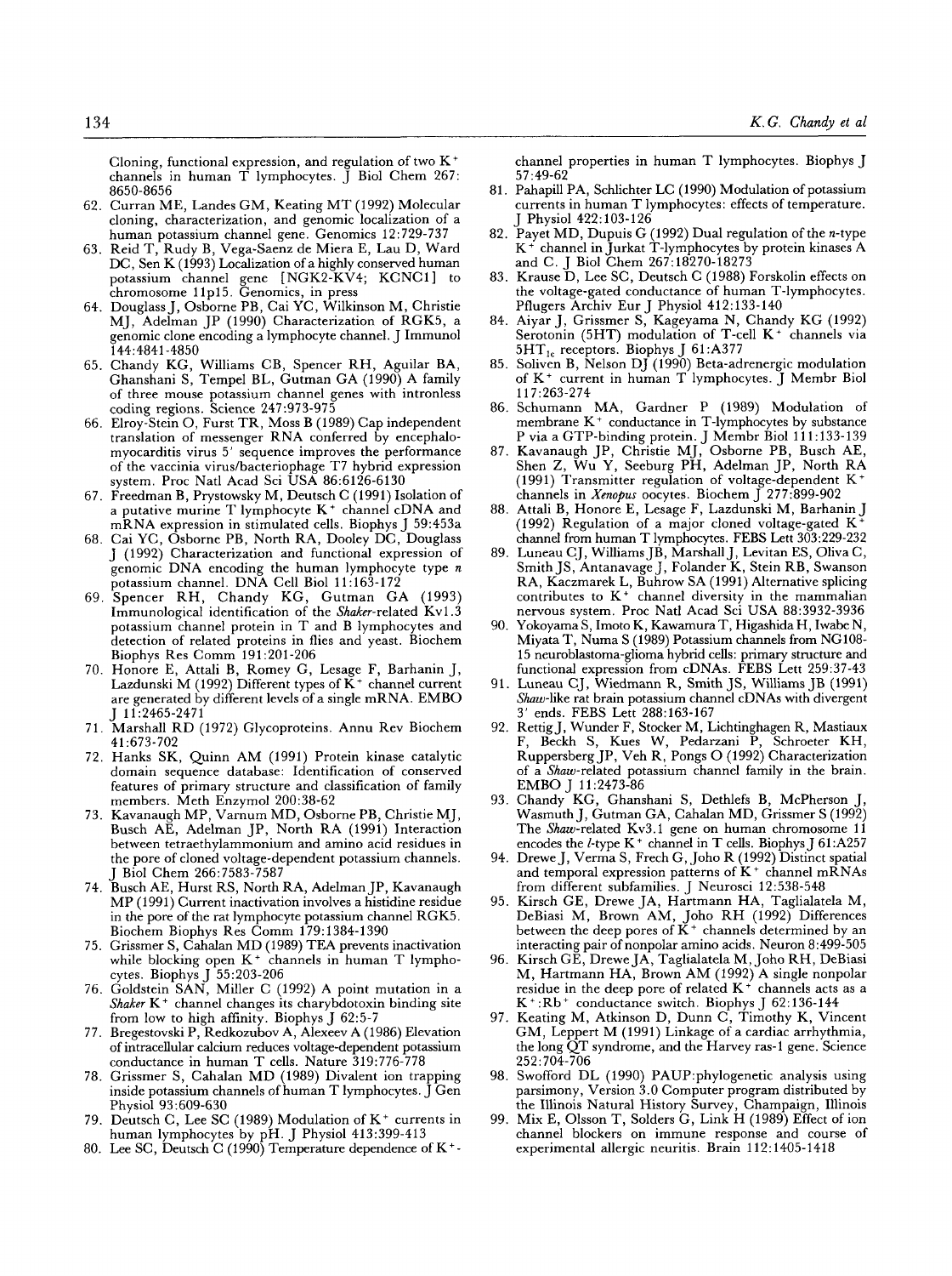Cloning, functional expression, and regulation of two $K^+$ channels in human T lymphocytes. J Biol Chem 267: 8650-8656

62. Curran ME, Landes GM, Keating MT (1992) Molecular cloning, characterization, and genomic localization of a human potassium channel gene. Genomics 12:729-737
63. Reid T, Rudy B, Vega-Saenz de Miera E, Lau D, Ward DC, Sen K (1993) Localization of a highly conserved human potassium channel gene [NGK2-KV4; KCNC1] to chromosome 11p15. Genomics, in press
64. Douglass J, Osborne PB, Cai YC, Wilkinson M, Christie MJ, Adelman JP (1990) Characterization of RGK5, a genomic clone encoding a lymphocyte channel. J Immunol 144:4841-4850
65. Chandy KG, Williams CB, Spencer RH, Aguilar BA, Ghanshani S, Tempel BL, Gutman GA (1990) A family of three mouse potassium channel genes with intronless coding regions. Science 247:973-975
66. Elroy-Stein O, Furst TR, Moss B (1989) Cap independent translation of messenger RNA conferred by encephalomyocarditis virus 5' sequence improves the performance of the vaccinia virus/bacteriophage T7 hybrid expression system. Proc Natl Acad Sci USA 86:6126-6130
67. Freedman B, Prystowsky M, Deutsch C (1991) Isolation of a putative murine T lymphocyte $K^+$ channel cDNA and mRNA expression in stimulated cells. Biophys J 59:453a
68. Cai YC, Osborne PB, North RA, Dooley DC, Douglass J (1992) Characterization and functional expression of genomic DNA encoding the human lymphocyte type *n* potassium channel. DNA Cell Biol 11:163-172
69. Spencer RH, Chandy KG, Gutman GA (1993) Immunological identification of the *Shaker*-related Kv1.3 potassium channel protein in T and B lymphocytes and detection of related proteins in flies and yeast. Biochem Biophys Res Comm 191:201-206
70. Honore E, Attali B, Romey G, Lesage F, Barhanin J, Lazdunski M (1992) Different types of $K^+$ channel current are generated by different levels of a single mRNA. EMBO J 11:2465-2471
71. Marshall RD (1972) Glycoproteins. Annu Rev Biochem 41:673-702
72. Hanks SK, Quinn AM (1991) Protein kinase catalytic domain sequence database: Identification of conserved features of primary structure and classification of family members. Meth Enzymol 200:38-62
73. Kavanaugh MP, Varnum MD, Osborne PB, Christie MJ, Busch AE, Adelman JP, North RA (1991) Interaction between tetraethylammonium and amino acid residues in the pore of cloned voltage-dependent potassium channels. J Biol Chem 266:7583-7587
74. Busch AE, Hurst RS, North RA, Adelman JP, Kavanaugh MP (1991) Current inactivation involves a histidine residue in the pore of the rat lymphocyte potassium channel RGK5. Biochem Biophys Res Comm 179:1384-1390
75. Grissmer S, Cahalan MD (1989) TEA prevents inactivation while blocking open $K^+$ channels in human T lymphocytes. Biophys J 55:203-206
76. Goldstein SAN, Miller C (1992) A point mutation in a *Shaker* $K^+$ channel changes its charybdotoxin binding site from low to high affinity. Biophys J 62:5-7
77. Bregestovski P, Redkozubov A, Alexeev A (1986) Elevation of intracellular calcium reduces voltage-dependent potassium conductance in human T cells. Nature 319:776-778
78. Grissmer S, Cahalan MD (1989) Divalent ion trapping inside potassium channels of human T lymphocytes. J Gen Physiol 93:609-630
79. Deutsch C, Lee SC (1989) Modulation of $K^+$ currents in human lymphocytes by pH. J Physiol 413:399-413
80. Lee SC, Deutsch C (1990) Temperature dependence of $K^+$-channel properties in human T lymphocytes. Biophys J 57:49-62
81. Pahapill PA, Schlichter LC (1990) Modulation of potassium currents in human T lymphocytes: effects of temperature. J Physiol 422:103-126
82. Payet MD, Dupuis G (1992) Dual regulation of the *n*-type $K^+$ channel in Jurkat T-lymphocytes by protein kinases A and C. J Biol Chem 267:18270-18273
83. Krause D, Lee SC, Deutsch C (1988) Forskolin effects on the voltage-gated conductance of human T-lymphocytes. Pflugers Archiv Eur J Physiol 412:133-140
84. Aiyar J, Grissmer S, Kageyama N, Chandy KG (1992) Serotonin (5HT) modulation of T-cell $K^+$ channels via $5HT_{1c}$ receptors. Biophys J 61:A377
85. Soliven B, Nelson DJ (1990) Beta-adrenergic modulation of $K^+$ current in human T lymphocytes. J Membr Biol 117:263-274
86. Schumann MA, Gardner P (1989) Modulation of membrane $K^+$ conductance in T-lymphocytes by substance P via a GTP-binding protein. J Membr Biol 111:133-139
87. Kavanaugh JP, Christie MJ, Osborne PB, Busch AE, Shen Z, Wu Y, Seeburg PH, Adelman JP, North RA (1991) Transmitter regulation of voltage-dependent $K^+$ channels in *Xenopus* oocytes. Biochem J 277:899-902
88. Attali B, Honore E, Lesage F, Lazdunski M, Barhanin J (1992) Regulation of a major cloned voltage-gated $K^+$ channel from human T lymphocytes. FEBS Lett 303:229-232
89. Luneau CJ, Williams JB, Marshall J, Levitan ES, Oliva C, Smith JS, Antanavage J, Folander K, Stein RB, Swanson RA, Kaczmarek L, Buhrow SA (1991) Alternative splicing contributes to $K^+$ channel diversity in the mammalian nervous system. Proc Natl Acad Sci USA 88:3932-3936
90. Yokoyama S, Imoto K, Kawamura T, Higashida H, Iwabe N, Miyata T, Numa S (1989) Potassium channels from NG108-15 neuroblastoma-glioma hybrid cells: primary structure and functional expression from cDNAs. FEBS Lett 259:37-43
91. Luneau CJ, Wiedmann R, Smith JS, Williams JB (1991) *Shaw*-like rat brain potassium channel cDNAs with divergent 3' ends. FEBS Lett 288:163-167
92. Rettig J, Wunder F, Stocker M, Lichtinghagen R, Mastiaux F, Beckh S, Kues W, Pedarzani P, Schroeter KH, Ruppersberg JP, Veh R, Pongs O (1992) Characterization of a *Shaw*-related potassium channel family in the brain. EMBO J 11:2473-86
93. Chandy KG, Ghanshani S, Dethlefs B, McPherson J, Wasmuth J, Gutman GA, Cahalan MD, Grissmer S (1992) The *Shaw*-related Kv3.1 gene on human chromosome 11 encodes the *l*-type $K^+$ channel in T cells. Biophys J 61:A257
94. Drewe J, Verma S, Frech G, Joho R (1992) Distinct spatial and temporal expression patterns of $K^+$ channel mRNAs from different subfamilies. J Neurosci 12:538-548
95. Kirsch GE, Drewe JA, Hartmann HA, Taglialatela M, DeBiasi M, Brown AM, Joho RH (1992) Differences between the deep pores of $K^+$ channels determined by an interacting pair of nonpolar amino acids. Neuron 8:499-505
96. Kirsch GE, Drewe JA, Taglialatela M, Joho RH, DeBiasi M, Hartmann HA, Brown AM (1992) A single nonpolar residue in the deep pore of related $K^+$ channels acts as a $K^+$:$Rb^+$ conductance switch. Biophys J 62:136-144
97. Keating M, Atkinson D, Dunn C, Timothy K, Vincent GM, Leppert M (1991) Linkage of a cardiac arrhythmia, the long QT syndrome, and the Harvey ras-1 gene. Science 252:704-706
98. Swofford DL (1990) PAUP:phylogenetic analysis using parsimony, Version 3.0 Computer program distributed by the Illinois Natural History Survey, Champaign, Illinois
99. Mix E, Olsson T, Solders G, Link H (1989) Effect of ion channel blockers on immune response and course of experimental allergic neuritis. Brain 112:1405-1418